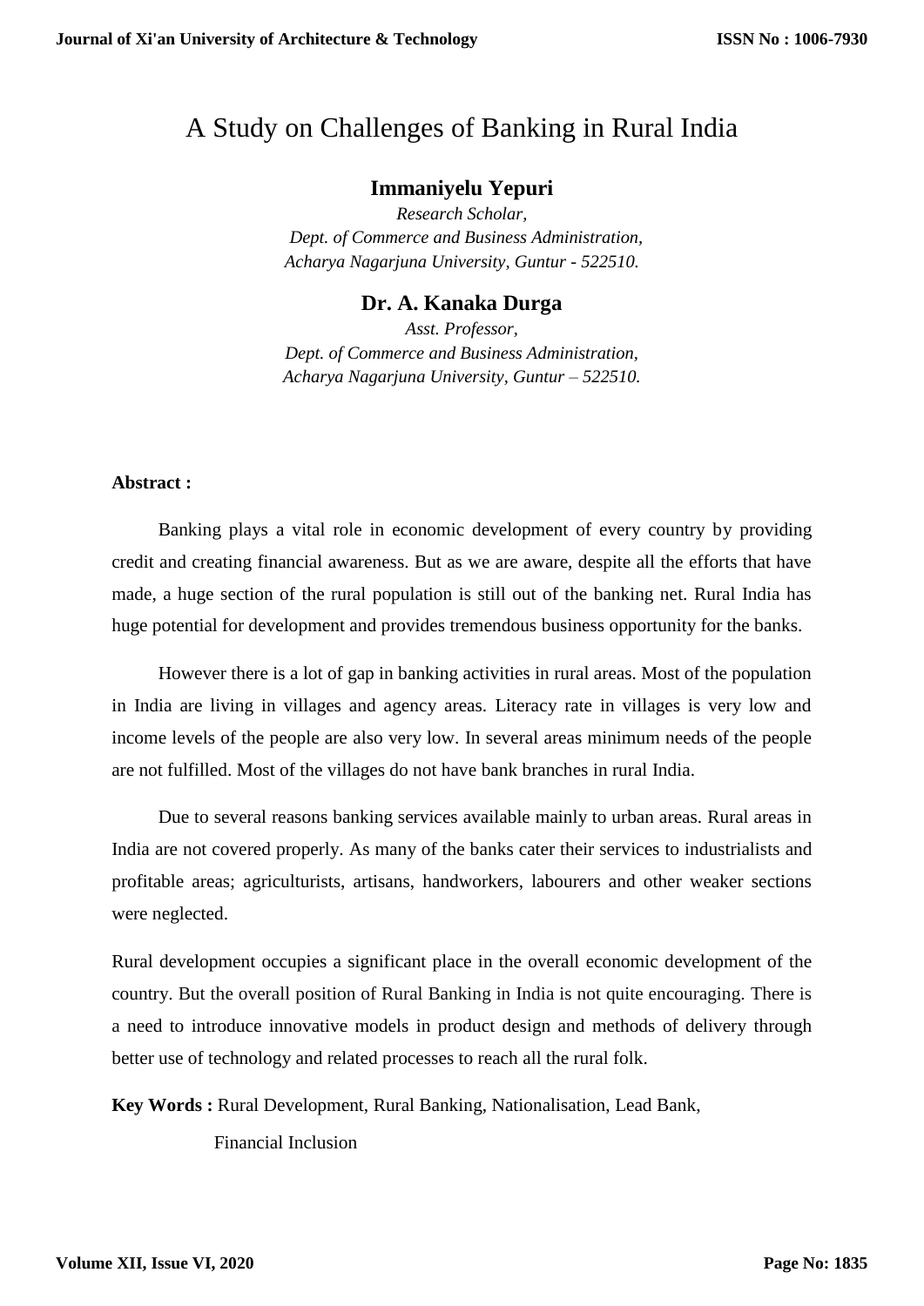# A Study on Challenges of Banking in Rural India

**Immaniyelu Yepuri**

*Research Scholar,*
*Dept. of Commerce and Business Administration,*
*Acharya Nagarjuna University, Guntur - 522510.*

**Dr. A. Kanaka Durga**

*Asst. Professor,*
*Dept. of Commerce and Business Administration,*
*Acharya Nagarjuna University, Guntur – 522510.*

**Abstract :**

Banking plays a vital role in economic development of every country by providing credit and creating financial awareness. But as we are aware, despite all the efforts that have made, a huge section of the rural population is still out of the banking net. Rural India has huge potential for development and provides tremendous business opportunity for the banks.

However there is a lot of gap in banking activities in rural areas. Most of the population in India are living in villages and agency areas. Literacy rate in villages is very low and income levels of the people are also very low. In several areas minimum needs of the people are not fulfilled. Most of the villages do not have bank branches in rural India.

Due to several reasons banking services available mainly to urban areas. Rural areas in India are not covered properly. As many of the banks cater their services to industrialists and profitable areas; agriculturists, artisans, handworkers, labourers and other weaker sections were neglected.

Rural development occupies a significant place in the overall economic development of the country. But the overall position of Rural Banking in India is not quite encouraging. There is a need to introduce innovative models in product design and methods of delivery through better use of technology and related processes to reach all the rural folk.

**Key Words :** Rural Development, Rural Banking, Nationalisation, Lead Bank, Financial Inclusion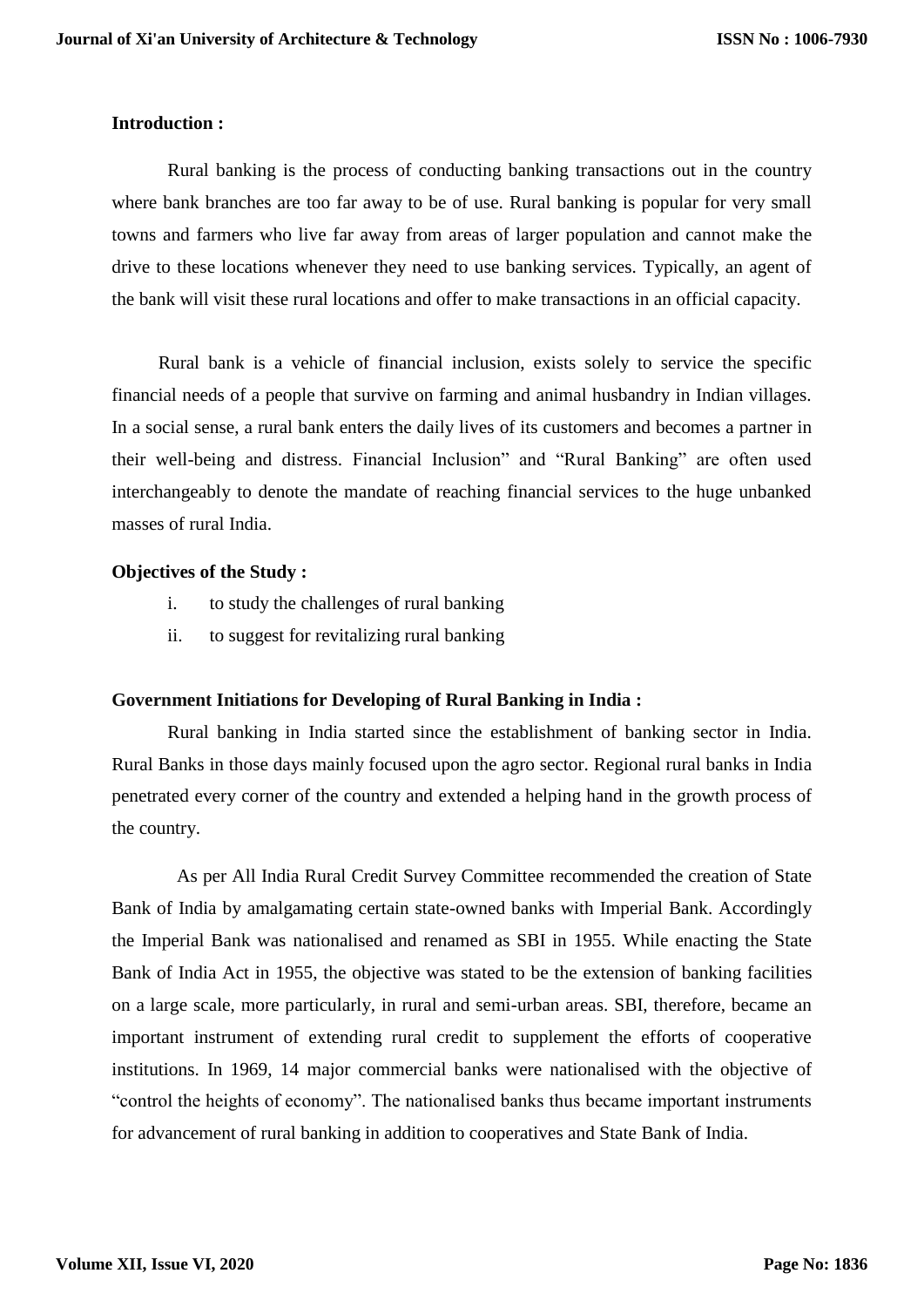**Introduction :**

Rural banking is the process of conducting banking transactions out in the country where bank branches are too far away to be of use. Rural banking is popular for very small towns and farmers who live far away from areas of larger population and cannot make the drive to these locations whenever they need to use banking services. Typically, an agent of the bank will visit these rural locations and offer to make transactions in an official capacity.

Rural bank is a vehicle of financial inclusion, exists solely to service the specific financial needs of a people that survive on farming and animal husbandry in Indian villages. In a social sense, a rural bank enters the daily lives of its customers and becomes a partner in their well-being and distress. Financial Inclusion" and "Rural Banking" are often used interchangeably to denote the mandate of reaching financial services to the huge unbanked masses of rural India.

**Objectives of the Study :**

i. to study the challenges of rural banking
ii. to suggest for revitalizing rural banking

**Government Initiations for Developing of Rural Banking in India :**

Rural banking in India started since the establishment of banking sector in India. Rural Banks in those days mainly focused upon the agro sector. Regional rural banks in India penetrated every corner of the country and extended a helping hand in the growth process of the country.

As per All India Rural Credit Survey Committee recommended the creation of State Bank of India by amalgamating certain state-owned banks with Imperial Bank. Accordingly the Imperial Bank was nationalised and renamed as SBI in 1955. While enacting the State Bank of India Act in 1955, the objective was stated to be the extension of banking facilities on a large scale, more particularly, in rural and semi-urban areas. SBI, therefore, became an important instrument of extending rural credit to supplement the efforts of cooperative institutions. In 1969, 14 major commercial banks were nationalised with the objective of "control the heights of economy". The nationalised banks thus became important instruments for advancement of rural banking in addition to cooperatives and State Bank of India.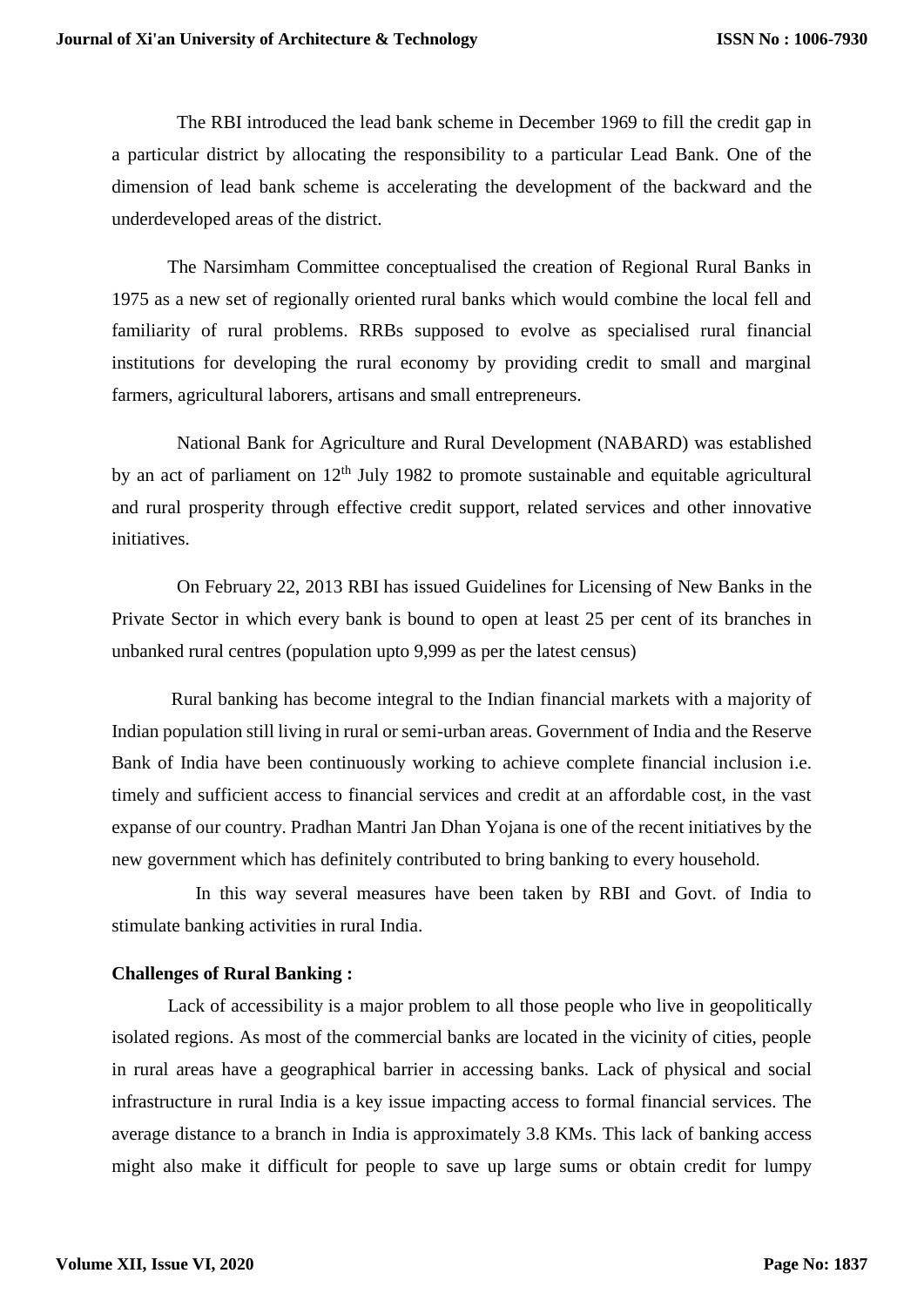The RBI introduced the lead bank scheme in December 1969 to fill the credit gap in a particular district by allocating the responsibility to a particular Lead Bank. One of the dimension of lead bank scheme is accelerating the development of the backward and the underdeveloped areas of the district.

The Narsimham Committee conceptualised the creation of Regional Rural Banks in 1975 as a new set of regionally oriented rural banks which would combine the local fell and familiarity of rural problems. RRBs supposed to evolve as specialised rural financial institutions for developing the rural economy by providing credit to small and marginal farmers, agricultural laborers, artisans and small entrepreneurs.

National Bank for Agriculture and Rural Development (NABARD) was established by an act of parliament on 12th July 1982 to promote sustainable and equitable agricultural and rural prosperity through effective credit support, related services and other innovative initiatives.

On February 22, 2013 RBI has issued Guidelines for Licensing of New Banks in the Private Sector in which every bank is bound to open at least 25 per cent of its branches in unbanked rural centres (population upto 9,999 as per the latest census)

Rural banking has become integral to the Indian financial markets with a majority of Indian population still living in rural or semi-urban areas. Government of India and the Reserve Bank of India have been continuously working to achieve complete financial inclusion i.e. timely and sufficient access to financial services and credit at an affordable cost, in the vast expanse of our country. Pradhan Mantri Jan Dhan Yojana is one of the recent initiatives by the new government which has definitely contributed to bring banking to every household.

In this way several measures have been taken by RBI and Govt. of India to stimulate banking activities in rural India.

**Challenges of Rural Banking :**

Lack of accessibility is a major problem to all those people who live in geopolitically isolated regions. As most of the commercial banks are located in the vicinity of cities, people in rural areas have a geographical barrier in accessing banks. Lack of physical and social infrastructure in rural India is a key issue impacting access to formal financial services. The average distance to a branch in India is approximately 3.8 KMs. This lack of banking access might also make it difficult for people to save up large sums or obtain credit for lumpy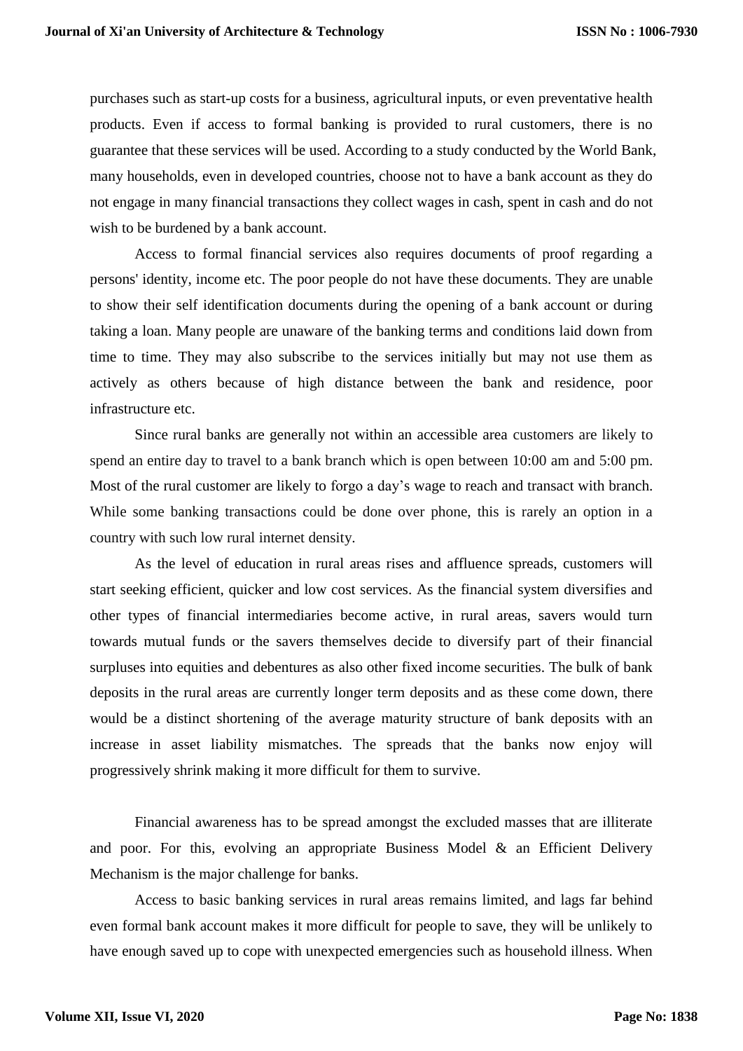purchases such as start-up costs for a business, agricultural inputs, or even preventative health products. Even if access to formal banking is provided to rural customers, there is no guarantee that these services will be used. According to a study conducted by the World Bank, many households, even in developed countries, choose not to have a bank account as they do not engage in many financial transactions they collect wages in cash, spent in cash and do not wish to be burdened by a bank account.

Access to formal financial services also requires documents of proof regarding a persons' identity, income etc. The poor people do not have these documents. They are unable to show their self identification documents during the opening of a bank account or during taking a loan. Many people are unaware of the banking terms and conditions laid down from time to time. They may also subscribe to the services initially but may not use them as actively as others because of high distance between the bank and residence, poor infrastructure etc.

Since rural banks are generally not within an accessible area customers are likely to spend an entire day to travel to a bank branch which is open between 10:00 am and 5:00 pm. Most of the rural customer are likely to forgo a day's wage to reach and transact with branch. While some banking transactions could be done over phone, this is rarely an option in a country with such low rural internet density.

As the level of education in rural areas rises and affluence spreads, customers will start seeking efficient, quicker and low cost services. As the financial system diversifies and other types of financial intermediaries become active, in rural areas, savers would turn towards mutual funds or the savers themselves decide to diversify part of their financial surpluses into equities and debentures as also other fixed income securities. The bulk of bank deposits in the rural areas are currently longer term deposits and as these come down, there would be a distinct shortening of the average maturity structure of bank deposits with an increase in asset liability mismatches. The spreads that the banks now enjoy will progressively shrink making it more difficult for them to survive.

Financial awareness has to be spread amongst the excluded masses that are illiterate and poor. For this, evolving an appropriate Business Model & an Efficient Delivery Mechanism is the major challenge for banks.

Access to basic banking services in rural areas remains limited, and lags far behind even formal bank account makes it more difficult for people to save, they will be unlikely to have enough saved up to cope with unexpected emergencies such as household illness. When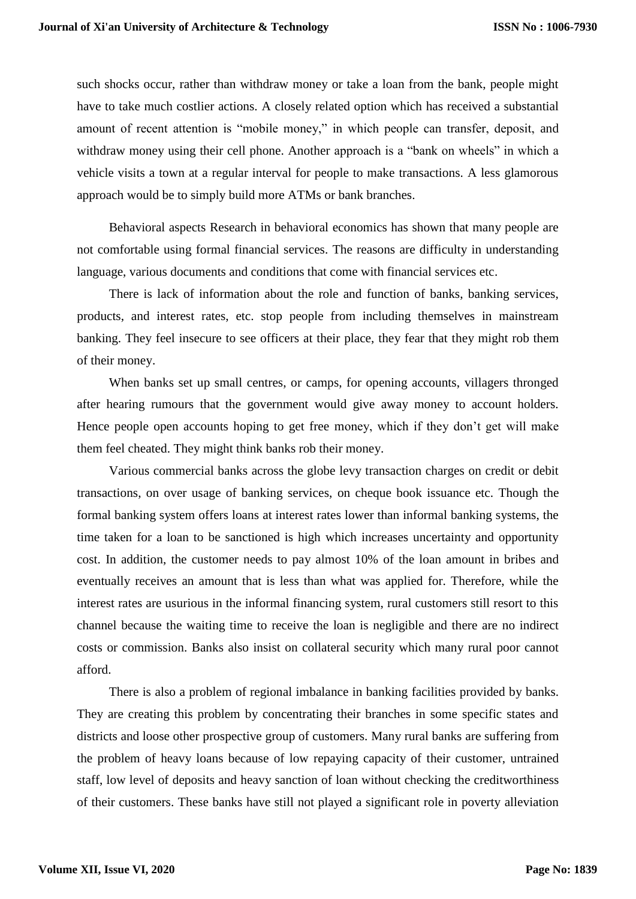such shocks occur, rather than withdraw money or take a loan from the bank, people might have to take much costlier actions. A closely related option which has received a substantial amount of recent attention is "mobile money," in which people can transfer, deposit, and withdraw money using their cell phone. Another approach is a "bank on wheels" in which a vehicle visits a town at a regular interval for people to make transactions. A less glamorous approach would be to simply build more ATMs or bank branches.

Behavioral aspects Research in behavioral economics has shown that many people are not comfortable using formal financial services. The reasons are difficulty in understanding language, various documents and conditions that come with financial services etc.

There is lack of information about the role and function of banks, banking services, products, and interest rates, etc. stop people from including themselves in mainstream banking. They feel insecure to see officers at their place, they fear that they might rob them of their money.

When banks set up small centres, or camps, for opening accounts, villagers thronged after hearing rumours that the government would give away money to account holders. Hence people open accounts hoping to get free money, which if they don't get will make them feel cheated. They might think banks rob their money.

Various commercial banks across the globe levy transaction charges on credit or debit transactions, on over usage of banking services, on cheque book issuance etc. Though the formal banking system offers loans at interest rates lower than informal banking systems, the time taken for a loan to be sanctioned is high which increases uncertainty and opportunity cost. In addition, the customer needs to pay almost 10% of the loan amount in bribes and eventually receives an amount that is less than what was applied for. Therefore, while the interest rates are usurious in the informal financing system, rural customers still resort to this channel because the waiting time to receive the loan is negligible and there are no indirect costs or commission. Banks also insist on collateral security which many rural poor cannot afford.

There is also a problem of regional imbalance in banking facilities provided by banks. They are creating this problem by concentrating their branches in some specific states and districts and loose other prospective group of customers. Many rural banks are suffering from the problem of heavy loans because of low repaying capacity of their customer, untrained staff, low level of deposits and heavy sanction of loan without checking the creditworthiness of their customers. These banks have still not played a significant role in poverty alleviation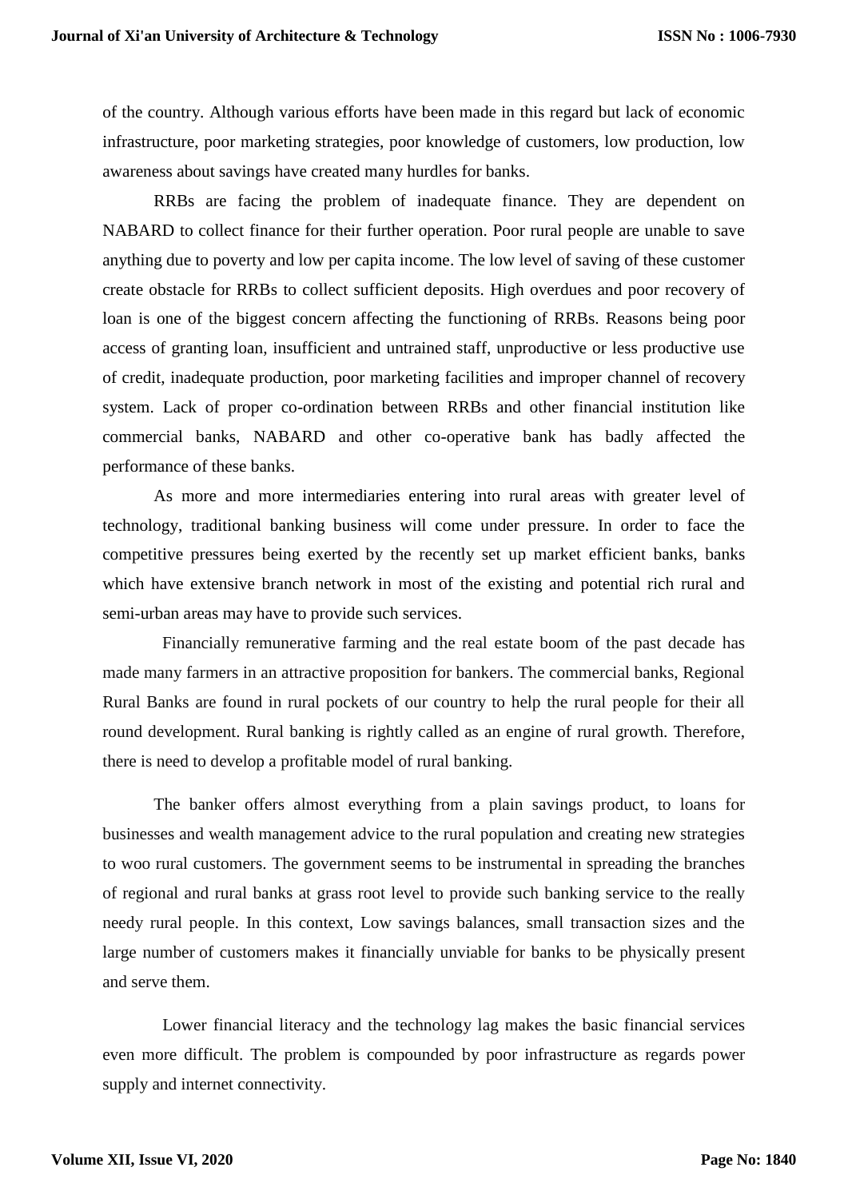of the country. Although various efforts have been made in this regard but lack of economic infrastructure, poor marketing strategies, poor knowledge of customers, low production, low awareness about savings have created many hurdles for banks.

RRBs are facing the problem of inadequate finance. They are dependent on NABARD to collect finance for their further operation. Poor rural people are unable to save anything due to poverty and low per capita income. The low level of saving of these customer create obstacle for RRBs to collect sufficient deposits. High overdues and poor recovery of loan is one of the biggest concern affecting the functioning of RRBs. Reasons being poor access of granting loan, insufficient and untrained staff, unproductive or less productive use of credit, inadequate production, poor marketing facilities and improper channel of recovery system. Lack of proper co-ordination between RRBs and other financial institution like commercial banks, NABARD and other co-operative bank has badly affected the performance of these banks.

As more and more intermediaries entering into rural areas with greater level of technology, traditional banking business will come under pressure. In order to face the competitive pressures being exerted by the recently set up market efficient banks, banks which have extensive branch network in most of the existing and potential rich rural and semi-urban areas may have to provide such services.

Financially remunerative farming and the real estate boom of the past decade has made many farmers in an attractive proposition for bankers. The commercial banks, Regional Rural Banks are found in rural pockets of our country to help the rural people for their all round development. Rural banking is rightly called as an engine of rural growth. Therefore, there is need to develop a profitable model of rural banking.

The banker offers almost everything from a plain savings product, to loans for businesses and wealth management advice to the rural population and creating new strategies to woo rural customers. The government seems to be instrumental in spreading the branches of regional and rural banks at grass root level to provide such banking service to the really needy rural people. In this context, Low savings balances, small transaction sizes and the large number of customers makes it financially unviable for banks to be physically present and serve them.

Lower financial literacy and the technology lag makes the basic financial services even more difficult. The problem is compounded by poor infrastructure as regards power supply and internet connectivity.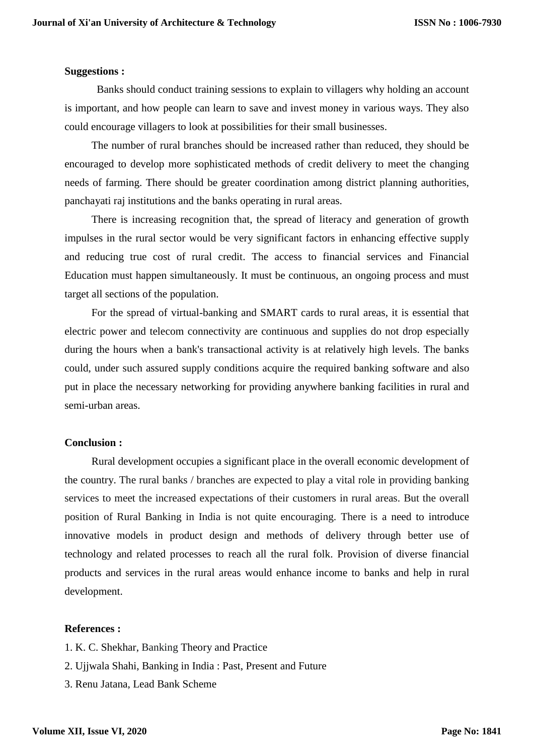**Suggestions :**

Banks should conduct training sessions to explain to villagers why holding an account is important, and how people can learn to save and invest money in various ways. They also could encourage villagers to look at possibilities for their small businesses.

The number of rural branches should be increased rather than reduced, they should be encouraged to develop more sophisticated methods of credit delivery to meet the changing needs of farming. There should be greater coordination among district planning authorities, panchayati raj institutions and the banks operating in rural areas.

There is increasing recognition that, the spread of literacy and generation of growth impulses in the rural sector would be very significant factors in enhancing effective supply and reducing true cost of rural credit. The access to financial services and Financial Education must happen simultaneously. It must be continuous, an ongoing process and must target all sections of the population.

For the spread of virtual-banking and SMART cards to rural areas, it is essential that electric power and telecom connectivity are continuous and supplies do not drop especially during the hours when a bank's transactional activity is at relatively high levels. The banks could, under such assured supply conditions acquire the required banking software and also put in place the necessary networking for providing anywhere banking facilities in rural and semi-urban areas.

**Conclusion :**

Rural development occupies a significant place in the overall economic development of the country. The rural banks / branches are expected to play a vital role in providing banking services to meet the increased expectations of their customers in rural areas. But the overall position of Rural Banking in India is not quite encouraging. There is a need to introduce innovative models in product design and methods of delivery through better use of technology and related processes to reach all the rural folk. Provision of diverse financial products and services in the rural areas would enhance income to banks and help in rural development.

**References :**

1. K. C. Shekhar, Banking Theory and Practice
2. Ujjwala Shahi, Banking in India : Past, Present and Future
3. Renu Jatana, Lead Bank Scheme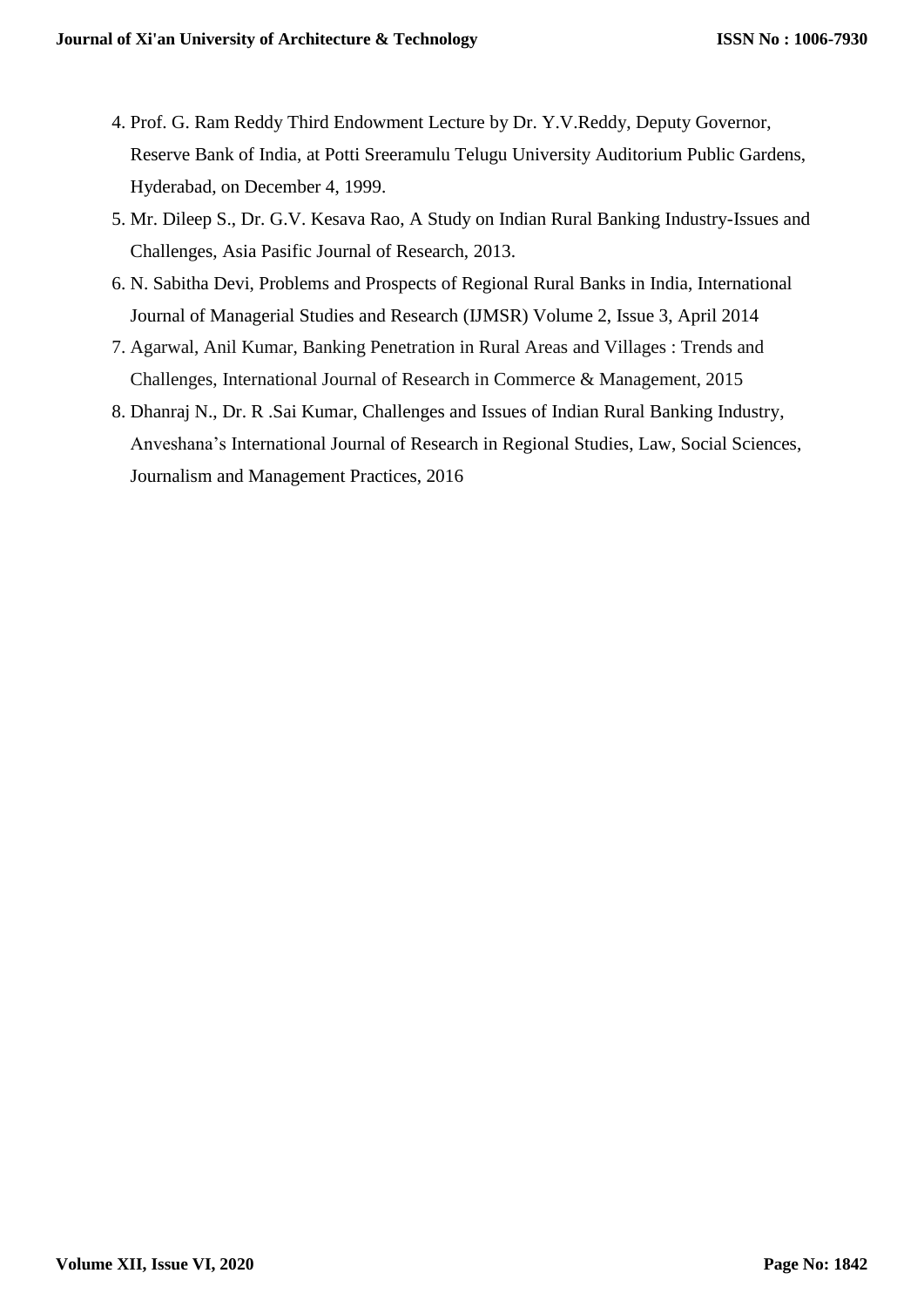4. Prof. G. Ram Reddy Third Endowment Lecture by Dr. Y.V.Reddy, Deputy Governor, Reserve Bank of India, at Potti Sreeramulu Telugu University Auditorium Public Gardens, Hyderabad, on December 4, 1999.
5. Mr. Dileep S., Dr. G.V. Kesava Rao, A Study on Indian Rural Banking Industry-Issues and Challenges, Asia Pasific Journal of Research, 2013.
6. N. Sabitha Devi, Problems and Prospects of Regional Rural Banks in India, International Journal of Managerial Studies and Research (IJMSR) Volume 2, Issue 3, April 2014
7. Agarwal, Anil Kumar, Banking Penetration in Rural Areas and Villages : Trends and Challenges, International Journal of Research in Commerce & Management, 2015
8. Dhanraj N., Dr. R .Sai Kumar, Challenges and Issues of Indian Rural Banking Industry, Anveshana's International Journal of Research in Regional Studies, Law, Social Sciences, Journalism and Management Practices, 2016